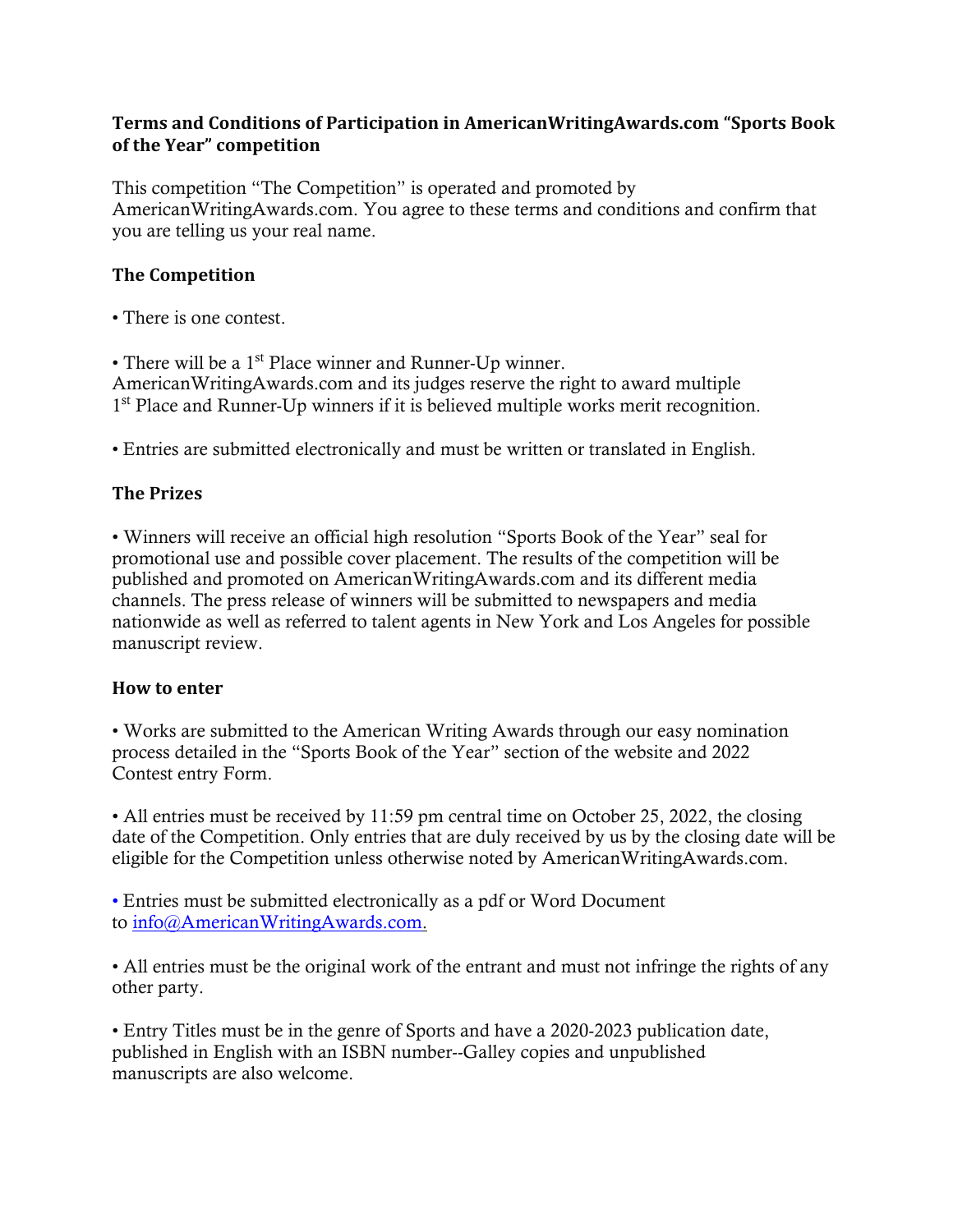**Terms and Conditions of Participation in AmericanWritingAwards.com "Sports Book of the Year" competition**

This competition "The Competition" is operated and promoted by AmericanWritingAwards.com. You agree to these terms and conditions and confirm that you are telling us your real name.

**The Competition**

• There is one contest.

• There will be a 1st Place winner and Runner-Up winner. AmericanWritingAwards.com and its judges reserve the right to award multiple 1st Place and Runner-Up winners if it is believed multiple works merit recognition.

• Entries are submitted electronically and must be written or translated in English.

**The Prizes**

• Winners will receive an official high resolution "Sports Book of the Year" seal for promotional use and possible cover placement. The results of the competition will be published and promoted on AmericanWritingAwards.com and its different media channels. The press release of winners will be submitted to newspapers and media nationwide as well as referred to talent agents in New York and Los Angeles for possible manuscript review.

**How to enter**

• Works are submitted to the American Writing Awards through our easy nomination process detailed in the "Sports Book of the Year" section of the website and 2022 Contest entry Form.

• All entries must be received by 11:59 pm central time on October 25, 2022, the closing date of the Competition. Only entries that are duly received by us by the closing date will be eligible for the Competition unless otherwise noted by AmericanWritingAwards.com.

• Entries must be submitted electronically as a pdf or Word Document to info@AmericanWritingAwards.com.

• All entries must be the original work of the entrant and must not infringe the rights of any other party.

• Entry Titles must be in the genre of Sports and have a 2020-2023 publication date, published in English with an ISBN number--Galley copies and unpublished manuscripts are also welcome.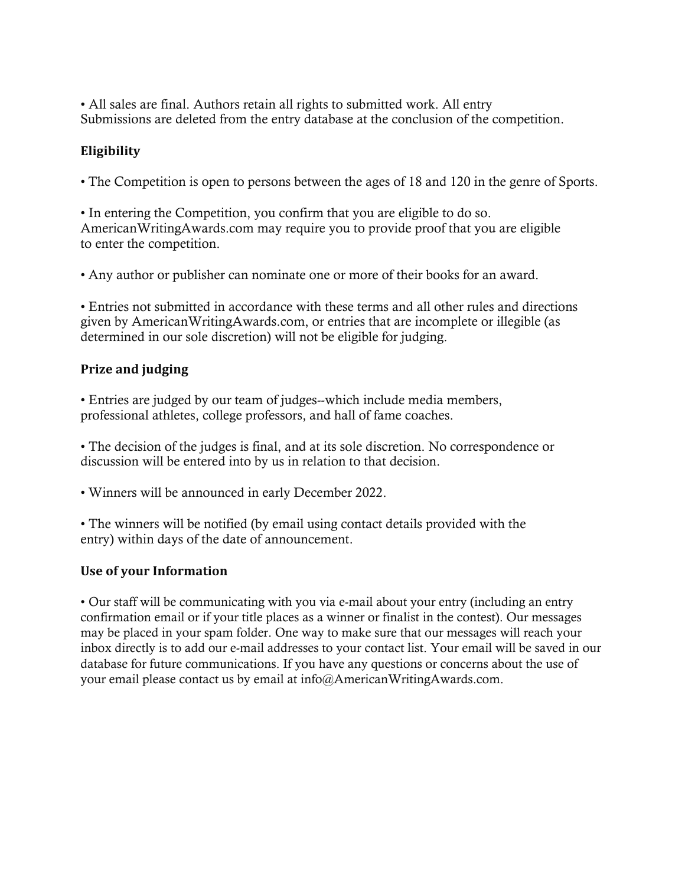• All sales are final. Authors retain all rights to submitted work. All entry Submissions are deleted from the entry database at the conclusion of the competition.

## Eligibility

• The Competition is open to persons between the ages of 18 and 120 in the genre of Sports.

• In entering the Competition, you confirm that you are eligible to do so. AmericanWritingAwards.com may require you to provide proof that you are eligible to enter the competition.

• Any author or publisher can nominate one or more of their books for an award.

• Entries not submitted in accordance with these terms and all other rules and directions given by AmericanWritingAwards.com, or entries that are incomplete or illegible (as determined in our sole discretion) will not be eligible for judging.

## Prize and judging

• Entries are judged by our team of judges--which include media members, professional athletes, college professors, and hall of fame coaches.

• The decision of the judges is final, and at its sole discretion. No correspondence or discussion will be entered into by us in relation to that decision.

• Winners will be announced in early December 2022.

• The winners will be notified (by email using contact details provided with the entry) within days of the date of announcement.

## Use of your Information

• Our staff will be communicating with you via e-mail about your entry (including an entry confirmation email or if your title places as a winner or finalist in the contest). Our messages may be placed in your spam folder. One way to make sure that our messages will reach your inbox directly is to add our e-mail addresses to your contact list. Your email will be saved in our database for future communications. If you have any questions or concerns about the use of your email please contact us by email at info@AmericanWritingAwards.com.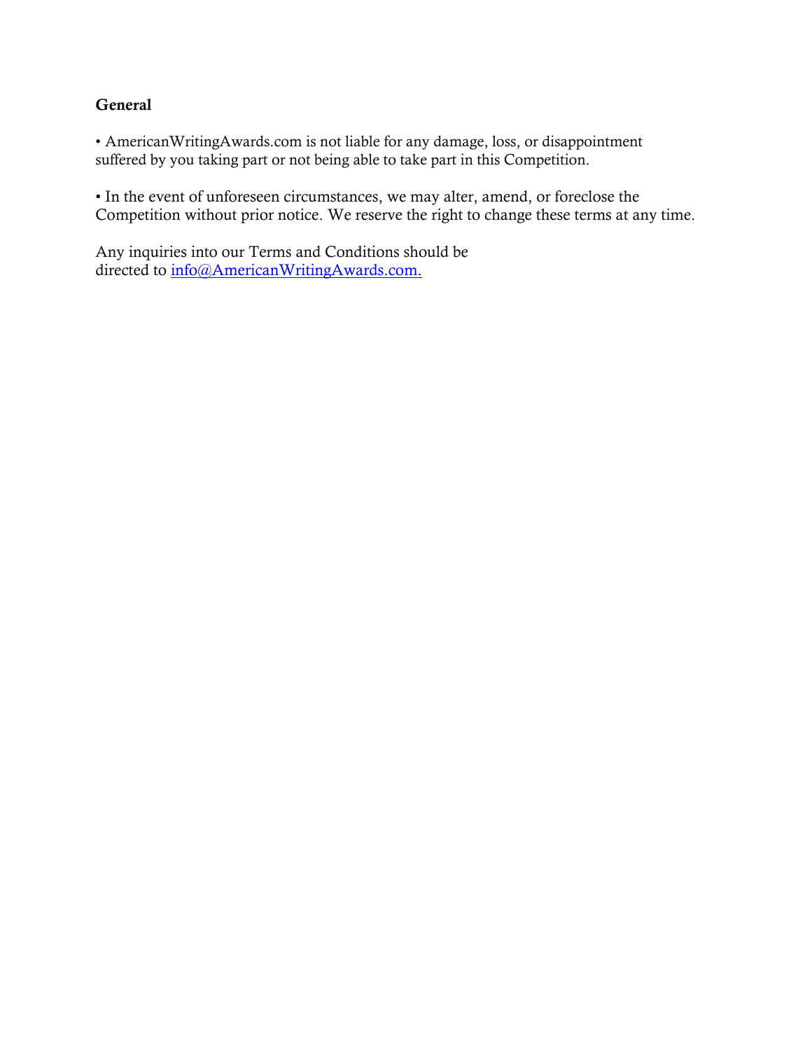**General**

• AmericanWritingAwards.com is not liable for any damage, loss, or disappointment suffered by you taking part or not being able to take part in this Competition.

• In the event of unforeseen circumstances, we may alter, amend, or foreclose the Competition without prior notice. We reserve the right to change these terms at any time.

Any inquiries into our Terms and Conditions should be directed to [info@AmericanWritingAwards.com.](mailto:info@AmericanWritingAwards.com)